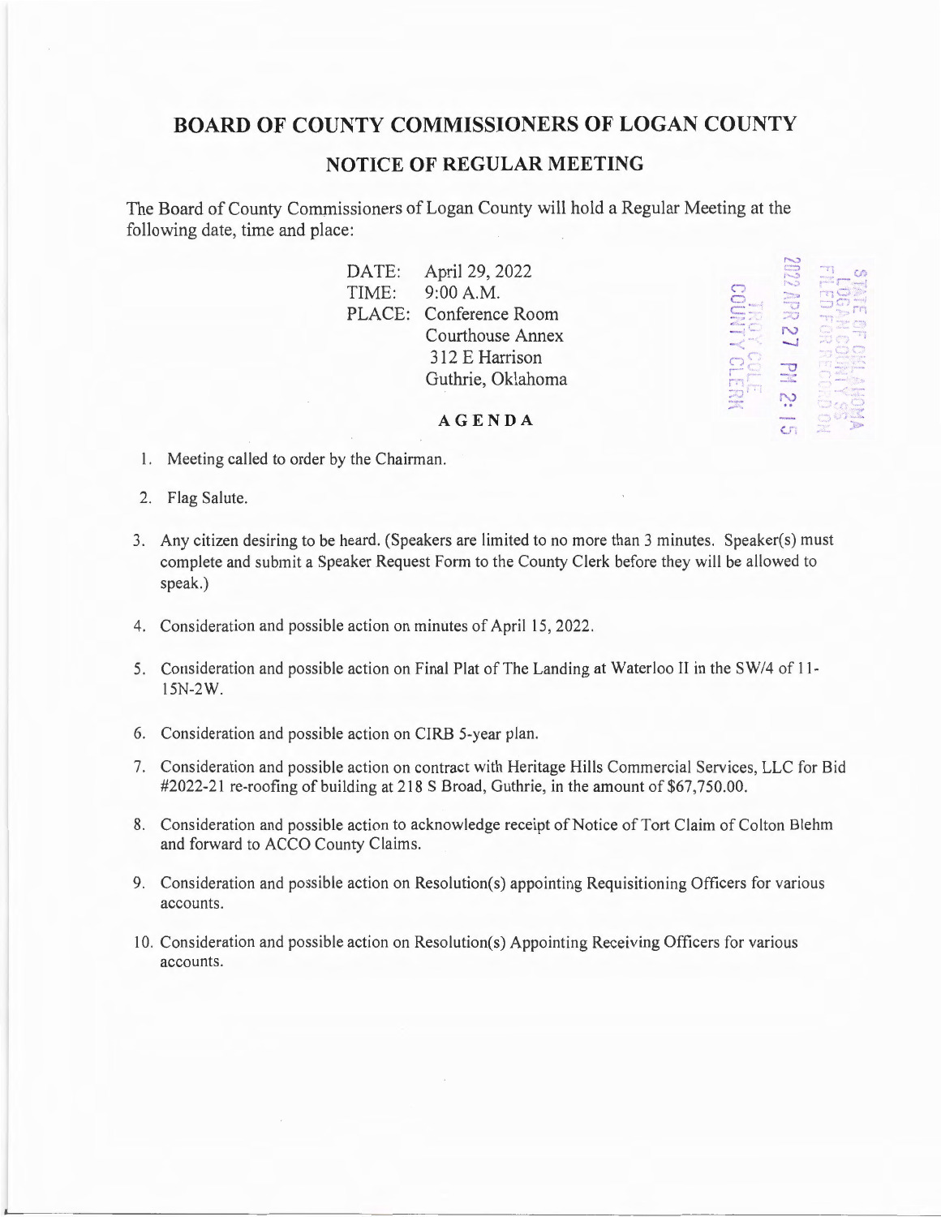# BOARD OF COUNTY COMMISSIONERS OF LOGAN COUNTY

## NOTICE OF REGULAR MEETING

The Board of County Commissioners of Logan County will hold a Regular Meeting at the following date, time and place:

DATE: April 29, 2022
TIME: 9:00 A.M.
PLACE: Conference Room
Courthouse Annex
312 E Harrison
Guthrie, Oklahoma

STATE OF OKLAHOMA
LOGAN COUNTY SS
FILED FOR RECORD ON
2022 APR 27 PM 2:15
TROY COLE
COUNTY CLERK

### AGENDA

1. Meeting called to order by the Chairman.
2. Flag Salute.
3. Any citizen desiring to be heard. (Speakers are limited to no more than 3 minutes. Speaker(s) must complete and submit a Speaker Request Form to the County Clerk before they will be allowed to speak.)
4. Consideration and possible action on minutes of April 15, 2022.
5. Consideration and possible action on Final Plat of The Landing at Waterloo II in the SW/4 of 11-15N-2W.
6. Consideration and possible action on CIRB 5-year plan.
7. Consideration and possible action on contract with Heritage Hills Commercial Services, LLC for Bid #2022-21 re-roofing of building at 218 S Broad, Guthrie, in the amount of $67,750.00.
8. Consideration and possible action to acknowledge receipt of Notice of Tort Claim of Colton Blehm and forward to ACCO County Claims.
9. Consideration and possible action on Resolution(s) appointing Requisitioning Officers for various accounts.
10. Consideration and possible action on Resolution(s) Appointing Receiving Officers for various accounts.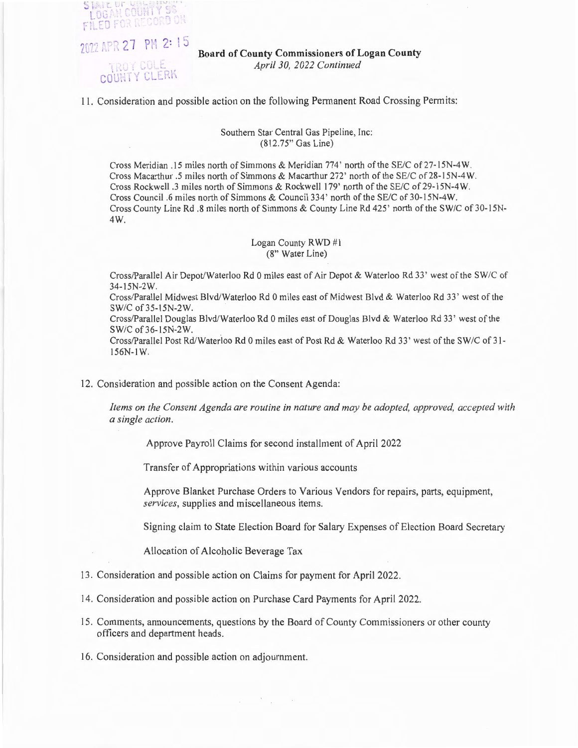STATE OF OKLAHOMA
LOGAN COUNTY SS
FILED FOR RECORD ON

2022 APR 27 PM 2:15

TROY COLE
COUNTY CLERK

**Board of County Commissioners of Logan County**
*April 30, 2022 Continued*

11. Consideration and possible action on the following Permanent Road Crossing Permits:

Southern Star Central Gas Pipeline, Inc:
(812.75" Gas Line)

Cross Meridian .15 miles north of Simmons & Meridian 774' north of the SE/C of 27-15N-4W.
Cross Macarthur .5 miles north of Simmons & Macarthur 272' north of the SE/C of 28-15N-4W.
Cross Rockwell .3 miles north of Simmons & Rockwell 179' north of the SE/C of 29-15N-4W.
Cross Council .6 miles north of Simmons & Council 334' north of the SE/C of 30-15N-4W.
Cross County Line Rd .8 miles north of Simmons & County Line Rd 425' north of the SW/C of 30-15N-4W.

Logan County RWD #1
(8" Water Line)

Cross/Parallel Air Depot/Waterloo Rd 0 miles east of Air Depot & Waterloo Rd 33' west of the SW/C of 34-15N-2W.
Cross/Parallel Midwest Blvd/Waterloo Rd 0 miles east of Midwest Blvd & Waterloo Rd 33' west of the SW/C of 35-15N-2W.
Cross/Parallel Douglas Blvd/Waterloo Rd 0 miles east of Douglas Blvd & Waterloo Rd 33' west of the SW/C of 36-15N-2W.
Cross/Parallel Post Rd/Waterloo Rd 0 miles east of Post Rd & Waterloo Rd 33' west of the SW/C of 31-156N-1W.

12. Consideration and possible action on the Consent Agenda:

*Items on the Consent Agenda are routine in nature and may be adopted, approved, accepted with a single action.*

Approve Payroll Claims for second installment of April 2022

Transfer of Appropriations within various accounts

Approve Blanket Purchase Orders to Various Vendors for repairs, parts, equipment, *services*, supplies and miscellaneous items.

Signing claim to State Election Board for Salary Expenses of Election Board Secretary

Allocation of Alcoholic Beverage Tax

13. Consideration and possible action on Claims for payment for April 2022.

14. Consideration and possible action on Purchase Card Payments for April 2022.

15. Comments, announcements, questions by the Board of County Commissioners or other county officers and department heads.

16. Consideration and possible action on adjournment.